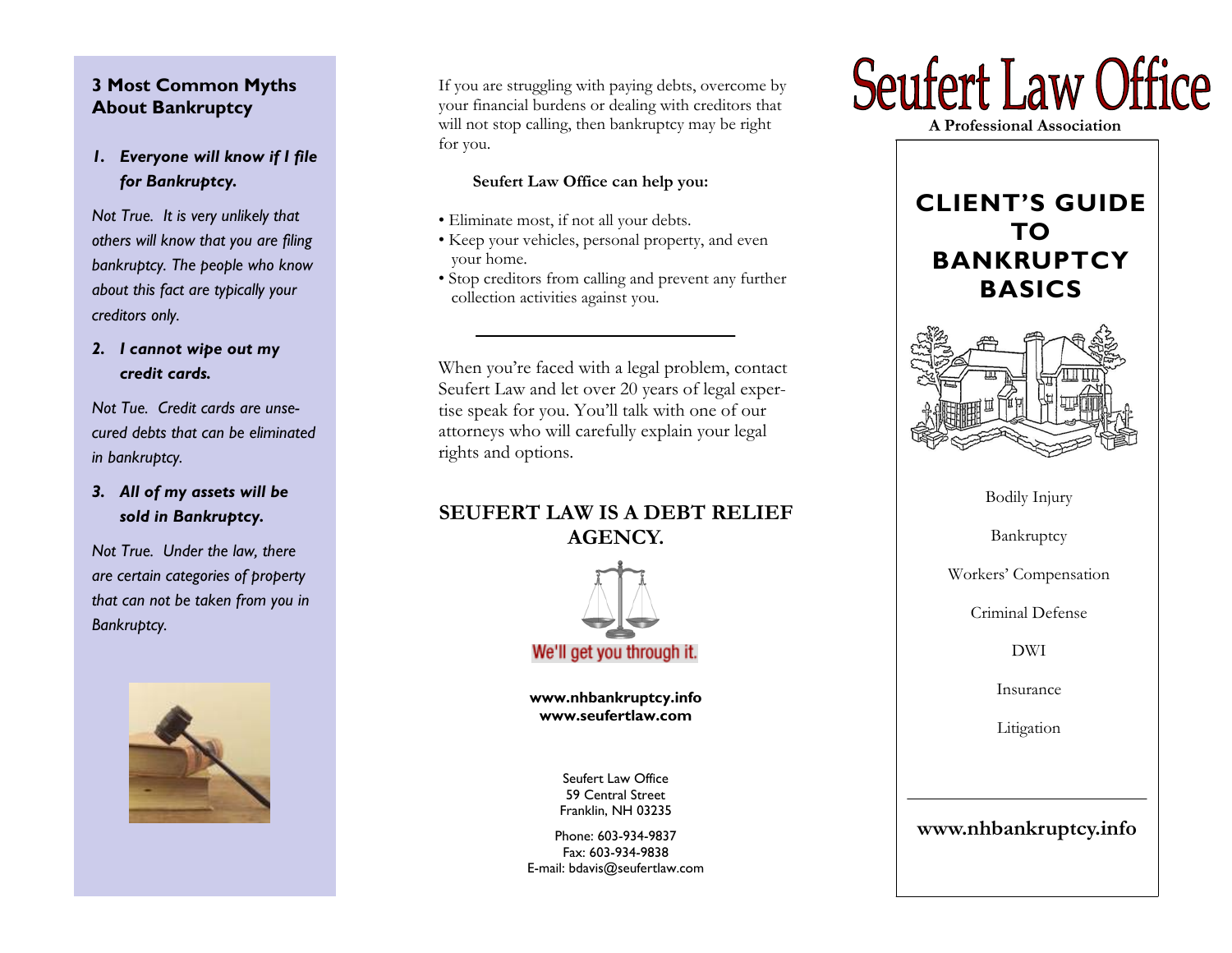## 3 Most Common Myths About Bankruptcy

***1. Everyone will know if I file for Bankruptcy.***

*Not True. It is very unlikely that others will know that you are filing bankruptcy. The people who know about this fact are typically your creditors only.*

***2. I cannot wipe out my credit cards.***

*Not Tue. Credit cards are unsecured debts that can be eliminated in bankruptcy.*

***3. All of my assets will be sold in Bankruptcy.***

*Not True. Under the law, there are certain categories of property that can not be taken from you in Bankruptcy.*

If you are struggling with paying debts, overcome by your financial burdens or dealing with creditors that will not stop calling, then bankruptcy may be right for you.

**Seufert Law Office can help you:**

- Eliminate most, if not all your debts.
- Keep your vehicles, personal property, and even your home.
- Stop creditors from calling and prevent any further collection activities against you.

---

When you're faced with a legal problem, contact Seufert Law and let over 20 years of legal expertise speak for you. You'll talk with one of our attorneys who will carefully explain your legal rights and options.

## SEUFERT LAW IS A DEBT RELIEF AGENCY.

We'll get you through it.

**www.nhbankruptcy.info**
**www.seufertlaw.com**

Seufert Law Office
59 Central Street
Franklin, NH 03235

Phone: 603-934-9837
Fax: 603-934-9838
E-mail: bdavis@seufertlaw.com

# Seufert Law Office

**A Professional Association**

## CLIENT'S GUIDE TO BANKRUPTCY BASICS

Bodily Injury

Bankruptcy

Workers' Compensation

Criminal Defense

DWI

Insurance

Litigation

---

**www.nhbankruptcy.info**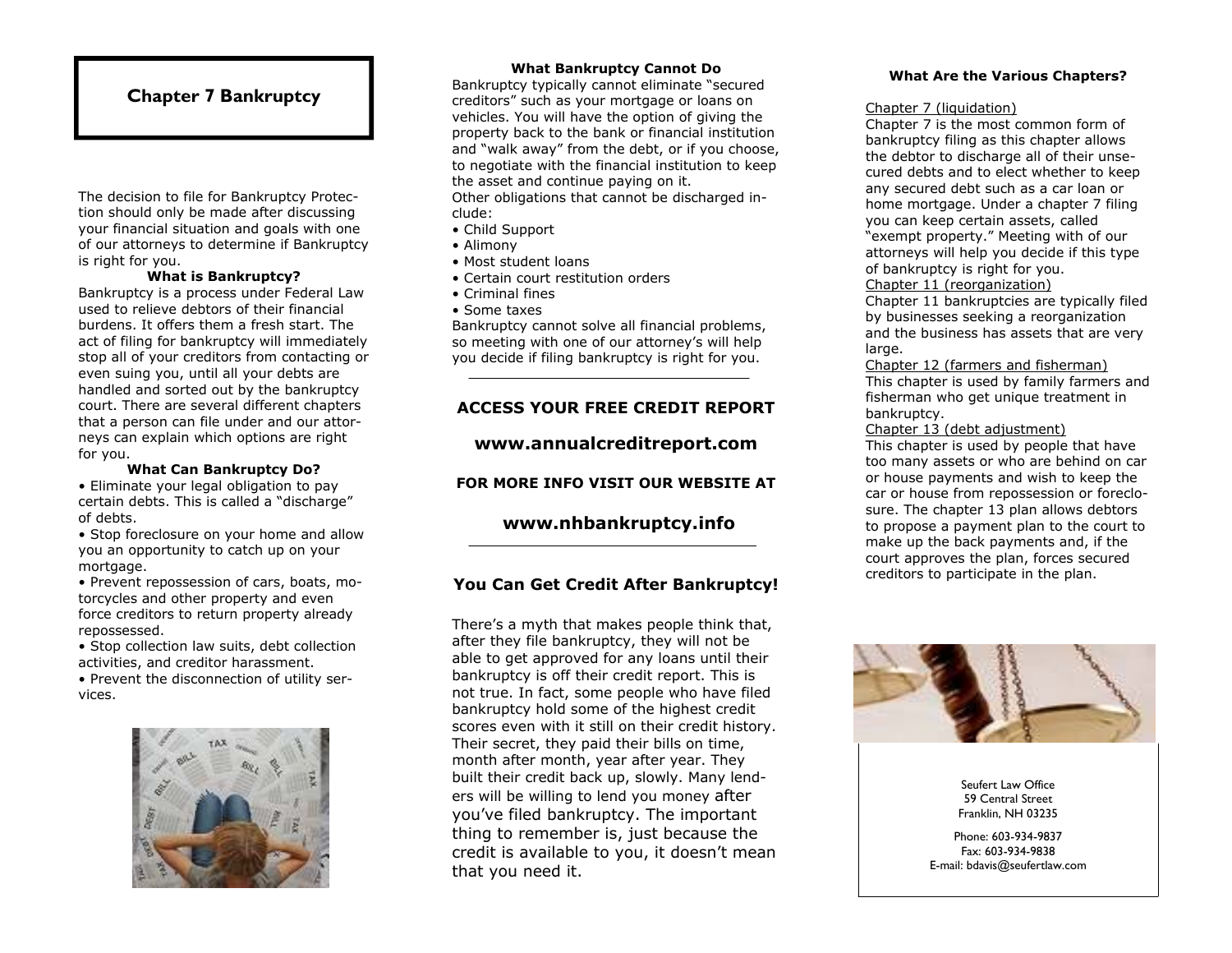# Chapter 7 Bankruptcy

The decision to file for Bankruptcy Protection should only be made after discussing your financial situation and goals with one of our attorneys to determine if Bankruptcy is right for you.

**What is Bankruptcy?**

Bankruptcy is a process under Federal Law used to relieve debtors of their financial burdens. It offers them a fresh start. The act of filing for bankruptcy will immediately stop all of your creditors from contacting or even suing you, until all your debts are handled and sorted out by the bankruptcy court. There are several different chapters that a person can file under and our attorneys can explain which options are right for you.

**What Can Bankruptcy Do?**

- Eliminate your legal obligation to pay certain debts. This is called a "discharge" of debts.
- Stop foreclosure on your home and allow you an opportunity to catch up on your mortgage.
- Prevent repossession of cars, boats, motorcycles and other property and even force creditors to return property already repossessed.
- Stop collection law suits, debt collection activities, and creditor harassment.
- Prevent the disconnection of utility services.

**What Bankruptcy Cannot Do**

Bankruptcy typically cannot eliminate "secured creditors" such as your mortgage or loans on vehicles. You will have the option of giving the property back to the bank or financial institution and "walk away" from the debt, or if you choose, to negotiate with the financial institution to keep the asset and continue paying on it.

Other obligations that cannot be discharged include:

- Child Support
- Alimony
- Most student loans
- Certain court restitution orders
- Criminal fines
- Some taxes

Bankruptcy cannot solve all financial problems, so meeting with one of our attorney's will help you decide if filing bankruptcy is right for you.

---

**ACCESS YOUR FREE CREDIT REPORT**

**www.annualcreditreport.com**

**FOR MORE INFO VISIT OUR WEBSITE AT**

**www.nhbankruptcy.info**

---

**You Can Get Credit After Bankruptcy!**

There's a myth that makes people think that, after they file bankruptcy, they will not be able to get approved for any loans until their bankruptcy is off their credit report. This is not true. In fact, some people who have filed bankruptcy hold some of the highest credit scores even with it still on their credit history. Their secret, they paid their bills on time, month after month, year after year. They built their credit back up, slowly. Many lenders will be willing to lend you money after you've filed bankruptcy. The important thing to remember is, just because the credit is available to you, it doesn't mean that you need it.

**What Are the Various Chapters?**

Chapter 7 (liquidation)

Chapter 7 is the most common form of bankruptcy filing as this chapter allows the debtor to discharge all of their unsecured debts and to elect whether to keep any secured debt such as a car loan or home mortgage. Under a chapter 7 filing you can keep certain assets, called "exempt property." Meeting with of our attorneys will help you decide if this type of bankruptcy is right for you.

Chapter 11 (reorganization)

Chapter 11 bankruptcies are typically filed by businesses seeking a reorganization and the business has assets that are very large.

Chapter 12 (farmers and fisherman)

This chapter is used by family farmers and fisherman who get unique treatment in bankruptcy.

Chapter 13 (debt adjustment)

This chapter is used by people that have too many assets or who are behind on car or house payments and wish to keep the car or house from repossession or foreclosure. The chapter 13 plan allows debtors to propose a payment plan to the court to make up the back payments and, if the court approves the plan, forces secured creditors to participate in the plan.

Seufert Law Office
59 Central Street
Franklin, NH 03235

Phone: 603-934-9837
Fax: 603-934-9838
E-mail: bdavis@seufertlaw.com